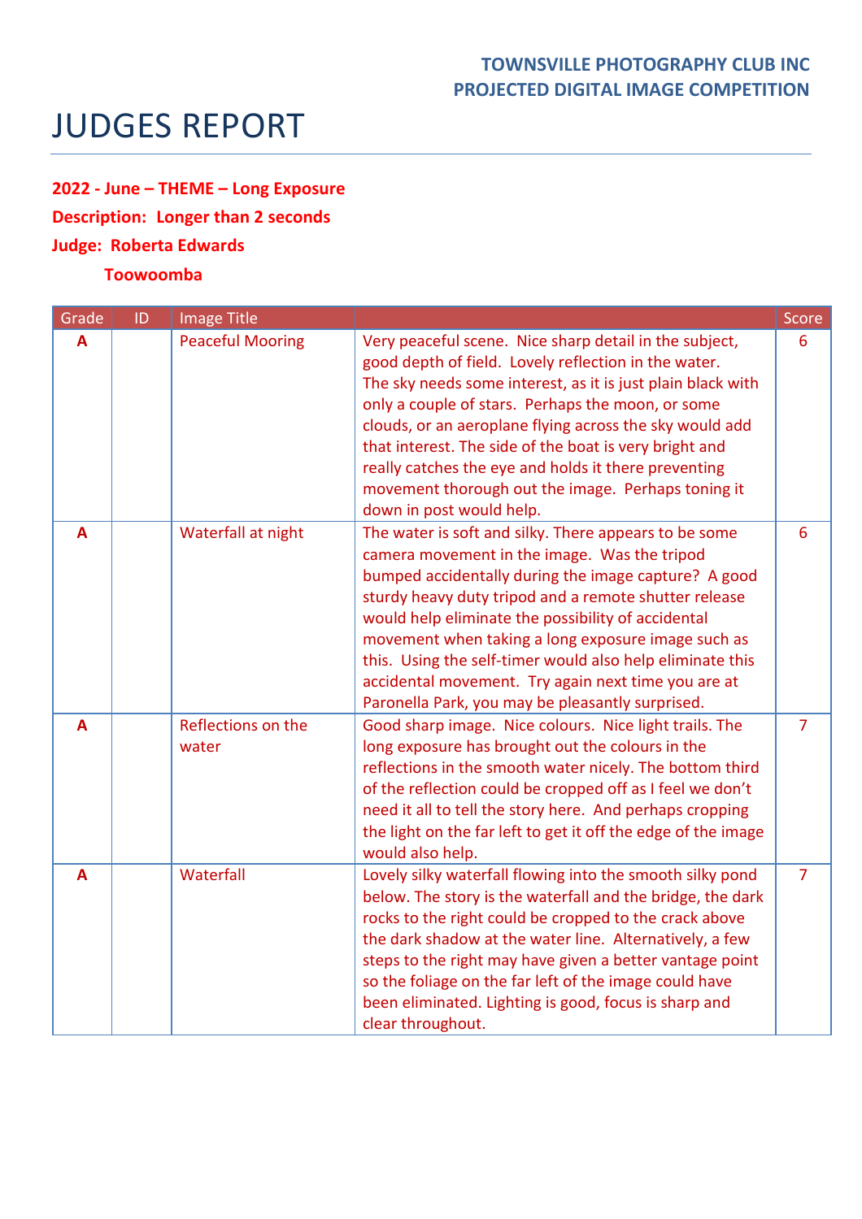**TOWNSVILLE PHOTOGRAPHY CLUB INC**
**PROJECTED DIGITAL IMAGE COMPETITION**

# JUDGES REPORT

**2022 - June – THEME – Long Exposure**

**Description: Longer than 2 seconds**

**Judge: Roberta Edwards**

**Toowoomba**

| Grade | ID | Image Title | | Score |
|---|---|---|---|---|
| A | | Peaceful Mooring | Very peaceful scene. Nice sharp detail in the subject, good depth of field. Lovely reflection in the water. The sky needs some interest, as it is just plain black with only a couple of stars. Perhaps the moon, or some clouds, or an aeroplane flying across the sky would add that interest. The side of the boat is very bright and really catches the eye and holds it there preventing movement thorough out the image. Perhaps toning it down in post would help. | 6 |
| A | | Waterfall at night | The water is soft and silky. There appears to be some camera movement in the image. Was the tripod bumped accidentally during the image capture? A good sturdy heavy duty tripod and a remote shutter release would help eliminate the possibility of accidental movement when taking a long exposure image such as this. Using the self-timer would also help eliminate this accidental movement. Try again next time you are at Paronella Park, you may be pleasantly surprised. | 6 |
| A | | Reflections on the water | Good sharp image. Nice colours. Nice light trails. The long exposure has brought out the colours in the reflections in the smooth water nicely. The bottom third of the reflection could be cropped off as I feel we don't need it all to tell the story here. And perhaps cropping the light on the far left to get it off the edge of the image would also help. | 7 |
| A | | Waterfall | Lovely silky waterfall flowing into the smooth silky pond below. The story is the waterfall and the bridge, the dark rocks to the right could be cropped to the crack above the dark shadow at the water line. Alternatively, a few steps to the right may have given a better vantage point so the foliage on the far left of the image could have been eliminated. Lighting is good, focus is sharp and clear throughout. | 7 |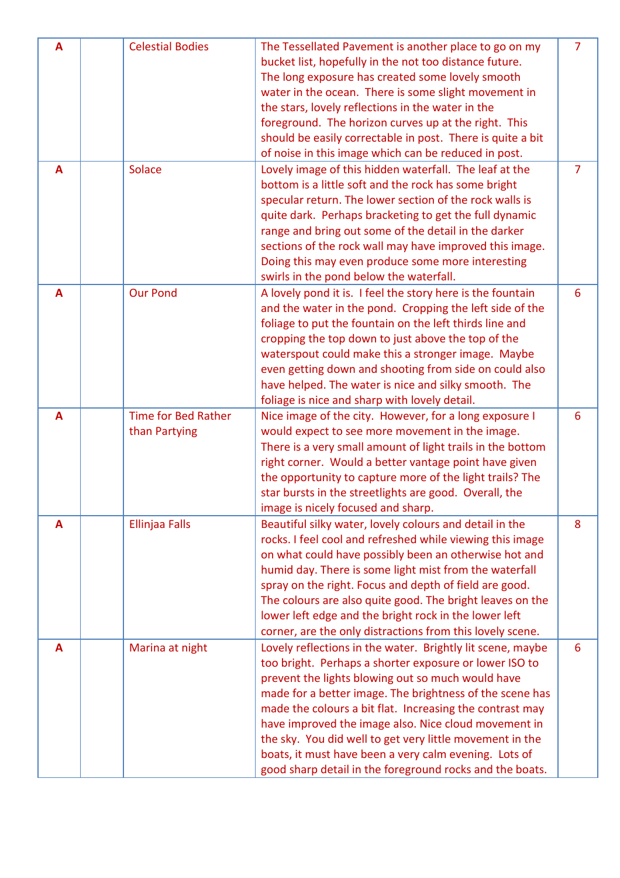| A | | Celestial Bodies | The Tessellated Pavement is another place to go on my bucket list, hopefully in the not too distance future. The long exposure has created some lovely smooth water in the ocean. There is some slight movement in the stars, lovely reflections in the water in the foreground. The horizon curves up at the right. This should be easily correctable in post. There is quite a bit of noise in this image which can be reduced in post. | 7 |
|---|---|---|---|---|
| A | | Solace | Lovely image of this hidden waterfall. The leaf at the bottom is a little soft and the rock has some bright specular return. The lower section of the rock walls is quite dark. Perhaps bracketing to get the full dynamic range and bring out some of the detail in the darker sections of the rock wall may have improved this image. Doing this may even produce some more interesting swirls in the pond below the waterfall. | 7 |
| A | | Our Pond | A lovely pond it is. I feel the story here is the fountain and the water in the pond. Cropping the left side of the foliage to put the fountain on the left thirds line and cropping the top down to just above the top of the waterspout could make this a stronger image. Maybe even getting down and shooting from side on could also have helped. The water is nice and silky smooth. The foliage is nice and sharp with lovely detail. | 6 |
| A | | Time for Bed Rather than Partying | Nice image of the city. However, for a long exposure I would expect to see more movement in the image. There is a very small amount of light trails in the bottom right corner. Would a better vantage point have given the opportunity to capture more of the light trails? The star bursts in the streetlights are good. Overall, the image is nicely focused and sharp. | 6 |
| A | | Ellinjaa Falls | Beautiful silky water, lovely colours and detail in the rocks. I feel cool and refreshed while viewing this image on what could have possibly been an otherwise hot and humid day. There is some light mist from the waterfall spray on the right. Focus and depth of field are good. The colours are also quite good. The bright leaves on the lower left edge and the bright rock in the lower left corner, are the only distractions from this lovely scene. | 8 |
| A | | Marina at night | Lovely reflections in the water. Brightly lit scene, maybe too bright. Perhaps a shorter exposure or lower ISO to prevent the lights blowing out so much would have made for a better image. The brightness of the scene has made the colours a bit flat. Increasing the contrast may have improved the image also. Nice cloud movement in the sky. You did well to get very little movement in the boats, it must have been a very calm evening. Lots of good sharp detail in the foreground rocks and the boats. | 6 |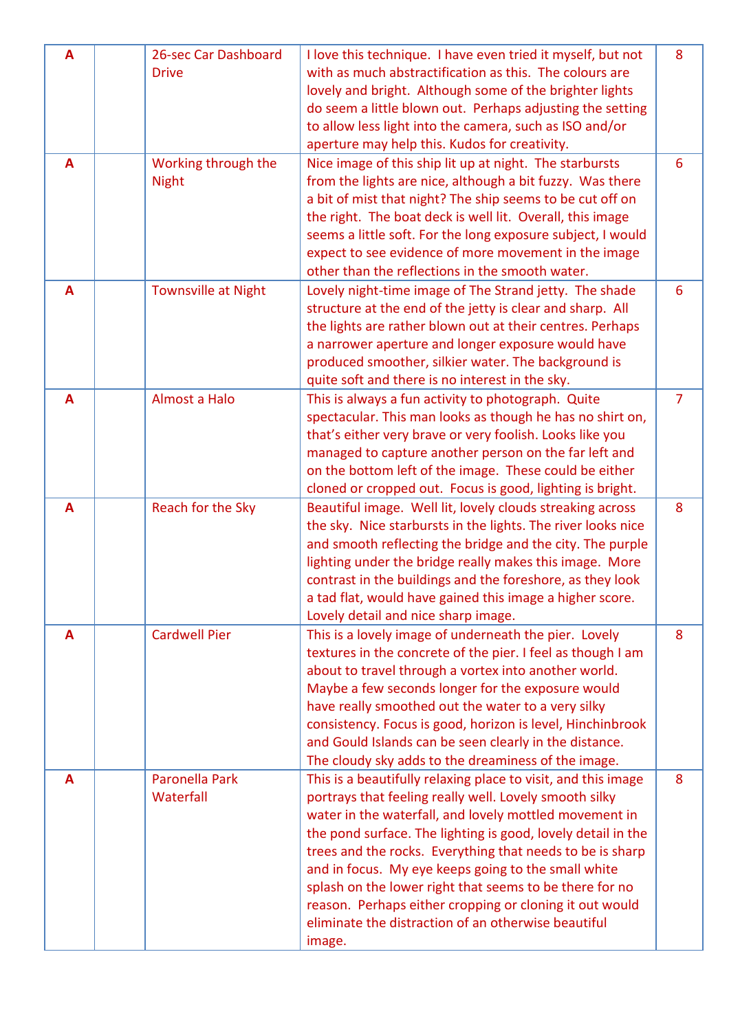| | | | | |
|---|---|---|---|---|
| A | | 26-sec Car Dashboard Drive | I love this technique. I have even tried it myself, but not with as much abstractification as this. The colours are lovely and bright. Although some of the brighter lights do seem a little blown out. Perhaps adjusting the setting to allow less light into the camera, such as ISO and/or aperture may help this. Kudos for creativity. | 8 |
| A | | Working through the Night | Nice image of this ship lit up at night. The starbursts from the lights are nice, although a bit fuzzy. Was there a bit of mist that night? The ship seems to be cut off on the right. The boat deck is well lit. Overall, this image seems a little soft. For the long exposure subject, I would expect to see evidence of more movement in the image other than the reflections in the smooth water. | 6 |
| A | | Townsville at Night | Lovely night-time image of The Strand jetty. The shade structure at the end of the jetty is clear and sharp. All the lights are rather blown out at their centres. Perhaps a narrower aperture and longer exposure would have produced smoother, silkier water. The background is quite soft and there is no interest in the sky. | 6 |
| A | | Almost a Halo | This is always a fun activity to photograph. Quite spectacular. This man looks as though he has no shirt on, that's either very brave or very foolish. Looks like you managed to capture another person on the far left and on the bottom left of the image. These could be either cloned or cropped out. Focus is good, lighting is bright. | 7 |
| A | | Reach for the Sky | Beautiful image. Well lit, lovely clouds streaking across the sky. Nice starbursts in the lights. The river looks nice and smooth reflecting the bridge and the city. The purple lighting under the bridge really makes this image. More contrast in the buildings and the foreshore, as they look a tad flat, would have gained this image a higher score. Lovely detail and nice sharp image. | 8 |
| A | | Cardwell Pier | This is a lovely image of underneath the pier. Lovely textures in the concrete of the pier. I feel as though I am about to travel through a vortex into another world. Maybe a few seconds longer for the exposure would have really smoothed out the water to a very silky consistency. Focus is good, horizon is level, Hinchinbrook and Gould Islands can be seen clearly in the distance. The cloudy sky adds to the dreaminess of the image. | 8 |
| A | | Paronella Park Waterfall | This is a beautifully relaxing place to visit, and this image portrays that feeling really well. Lovely smooth silky water in the waterfall, and lovely mottled movement in the pond surface. The lighting is good, lovely detail in the trees and the rocks. Everything that needs to be is sharp and in focus. My eye keeps going to the small white splash on the lower right that seems to be there for no reason. Perhaps either cropping or cloning it out would eliminate the distraction of an otherwise beautiful image. | 8 |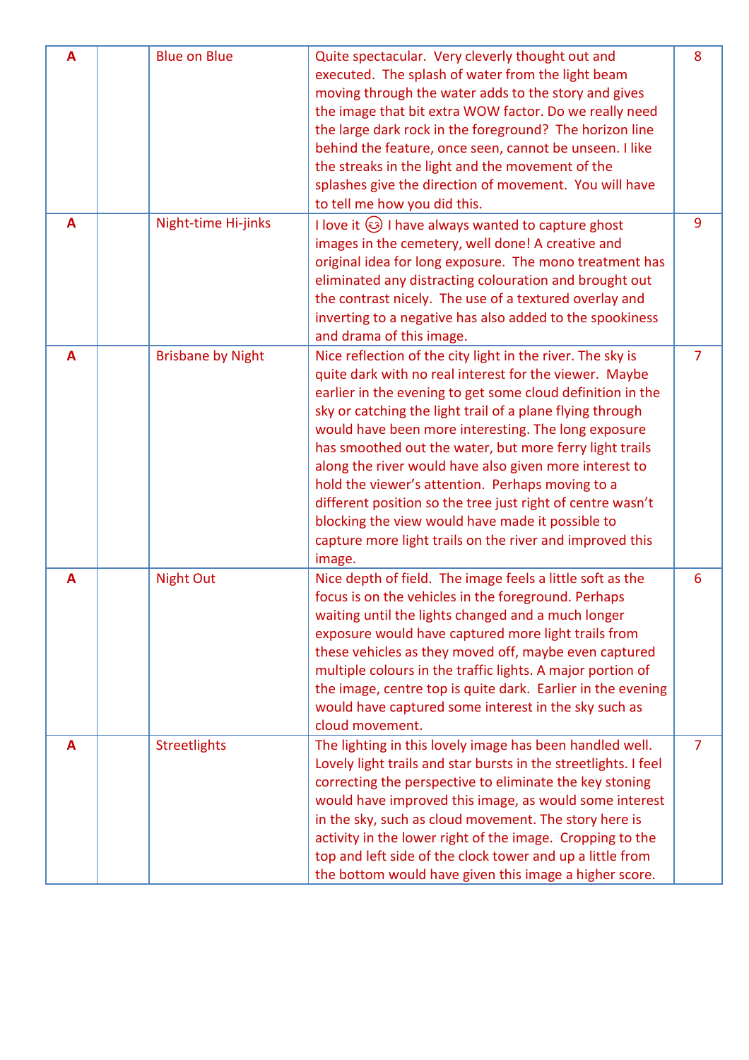| | | | | |
|---|---|---|---|---|
| **A** | | Blue on Blue | Quite spectacular. Very cleverly thought out and executed. The splash of water from the light beam moving through the water adds to the story and gives the image that bit extra WOW factor. Do we really need the large dark rock in the foreground? The horizon line behind the feature, once seen, cannot be unseen. I like the streaks in the light and the movement of the splashes give the direction of movement. You will have to tell me how you did this. | 8 |
| **A** | | Night-time Hi-jinks | I love it 😉 I have always wanted to capture ghost images in the cemetery, well done! A creative and original idea for long exposure. The mono treatment has eliminated any distracting colouration and brought out the contrast nicely. The use of a textured overlay and inverting to a negative has also added to the spookiness and drama of this image. | 9 |
| **A** | | Brisbane by Night | Nice reflection of the city light in the river. The sky is quite dark with no real interest for the viewer. Maybe earlier in the evening to get some cloud definition in the sky or catching the light trail of a plane flying through would have been more interesting. The long exposure has smoothed out the water, but more ferry light trails along the river would have also given more interest to hold the viewer's attention. Perhaps moving to a different position so the tree just right of centre wasn't blocking the view would have made it possible to capture more light trails on the river and improved this image. | 7 |
| **A** | | Night Out | Nice depth of field. The image feels a little soft as the focus is on the vehicles in the foreground. Perhaps waiting until the lights changed and a much longer exposure would have captured more light trails from these vehicles as they moved off, maybe even captured multiple colours in the traffic lights. A major portion of the image, centre top is quite dark. Earlier in the evening would have captured some interest in the sky such as cloud movement. | 6 |
| **A** | | Streetlights | The lighting in this lovely image has been handled well. Lovely light trails and star bursts in the streetlights. I feel correcting the perspective to eliminate the key stoning would have improved this image, as would some interest in the sky, such as cloud movement. The story here is activity in the lower right of the image. Cropping to the top and left side of the clock tower and up a little from the bottom would have given this image a higher score. | 7 |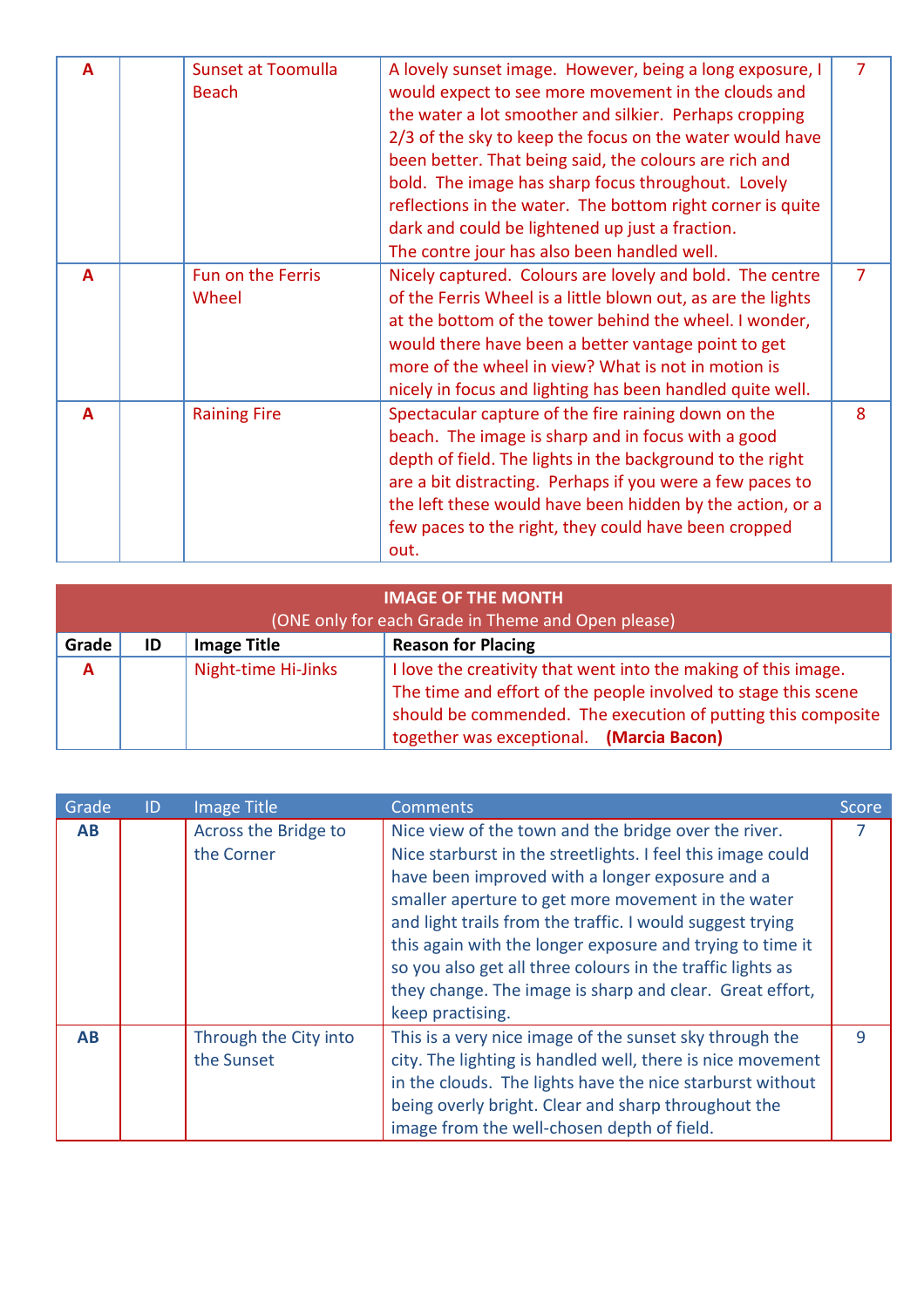| | | | | |
|---|---|---|---|---|
| **A** | | Sunset at Toomulla Beach | A lovely sunset image. However, being a long exposure, I would expect to see more movement in the clouds and the water a lot smoother and silkier. Perhaps cropping 2/3 of the sky to keep the focus on the water would have been better. That being said, the colours are rich and bold. The image has sharp focus throughout. Lovely reflections in the water. The bottom right corner is quite dark and could be lightened up just a fraction. The contre jour has also been handled well. | 7 |
| **A** | | Fun on the Ferris Wheel | Nicely captured. Colours are lovely and bold. The centre of the Ferris Wheel is a little blown out, as are the lights at the bottom of the tower behind the wheel. I wonder, would there have been a better vantage point to get more of the wheel in view? What is not in motion is nicely in focus and lighting has been handled quite well. | 7 |
| **A** | | Raining Fire | Spectacular capture of the fire raining down on the beach. The image is sharp and in focus with a good depth of field. The lights in the background to the right are a bit distracting. Perhaps if you were a few paces to the left these would have been hidden by the action, or a few paces to the right, they could have been cropped out. | 8 |

**IMAGE OF THE MONTH**
(ONE only for each Grade in Theme and Open please)

| Grade | ID | Image Title | Reason for Placing |
|---|---|---|---|
| **A** | | Night-time Hi-Jinks | I love the creativity that went into the making of this image. The time and effort of the people involved to stage this scene should be commended. The execution of putting this composite together was exceptional. **(Marcia Bacon)** |

| Grade | ID | Image Title | Comments | Score |
|---|---|---|---|---|
| **AB** | | Across the Bridge to the Corner | Nice view of the town and the bridge over the river. Nice starburst in the streetlights. I feel this image could have been improved with a longer exposure and a smaller aperture to get more movement in the water and light trails from the traffic. I would suggest trying this again with the longer exposure and trying to time it so you also get all three colours in the traffic lights as they change. The image is sharp and clear. Great effort, keep practising. | 7 |
| **AB** | | Through the City into the Sunset | This is a very nice image of the sunset sky through the city. The lighting is handled well, there is nice movement in the clouds. The lights have the nice starburst without being overly bright. Clear and sharp throughout the image from the well-chosen depth of field. | 9 |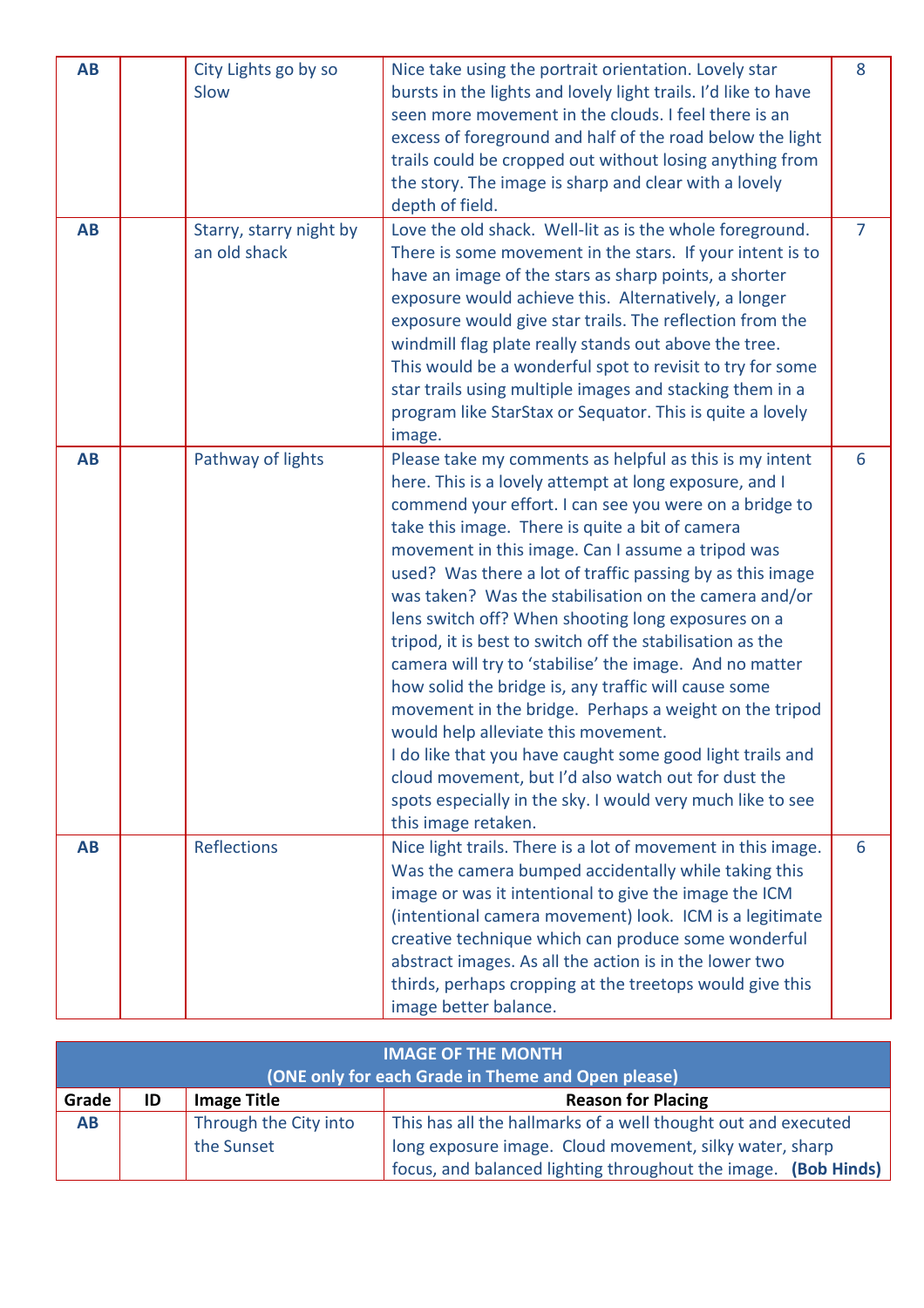| | | | | |
|---|---|---|---|---|
| **AB** | | City Lights go by so Slow | Nice take using the portrait orientation. Lovely star bursts in the lights and lovely light trails. I'd like to have seen more movement in the clouds. I feel there is an excess of foreground and half of the road below the light trails could be cropped out without losing anything from the story. The image is sharp and clear with a lovely depth of field. | 8 |
| **AB** | | Starry, starry night by an old shack | Love the old shack. Well-lit as is the whole foreground. There is some movement in the stars. If your intent is to have an image of the stars as sharp points, a shorter exposure would achieve this. Alternatively, a longer exposure would give star trails. The reflection from the windmill flag plate really stands out above the tree. This would be a wonderful spot to revisit to try for some star trails using multiple images and stacking them in a program like StarStax or Sequator. This is quite a lovely image. | 7 |
| **AB** | | Pathway of lights | Please take my comments as helpful as this is my intent here. This is a lovely attempt at long exposure, and I commend your effort. I can see you were on a bridge to take this image. There is quite a bit of camera movement in this image. Can I assume a tripod was used? Was there a lot of traffic passing by as this image was taken? Was the stabilisation on the camera and/or lens switch off? When shooting long exposures on a tripod, it is best to switch off the stabilisation as the camera will try to 'stabilise' the image. And no matter how solid the bridge is, any traffic will cause some movement in the bridge. Perhaps a weight on the tripod would help alleviate this movement.<br>I do like that you have caught some good light trails and cloud movement, but I'd also watch out for dust the spots especially in the sky. I would very much like to see this image retaken. | 6 |
| **AB** | | Reflections | Nice light trails. There is a lot of movement in this image. Was the camera bumped accidentally while taking this image or was it intentional to give the image the ICM (intentional camera movement) look. ICM is a legitimate creative technique which can produce some wonderful abstract images. As all the action is in the lower two thirds, perhaps cropping at the treetops would give this image better balance. | 6 |

| IMAGE OF THE MONTH<br>(ONE only for each Grade in Theme and Open please) | | | |
|---|---|---|---|
| **Grade** | **ID** | **Image Title** | **Reason for Placing** |
| **AB** | | Through the City into the Sunset | This has all the hallmarks of a well thought out and executed long exposure image. Cloud movement, silky water, sharp focus, and balanced lighting throughout the image. **(Bob Hinds)** |